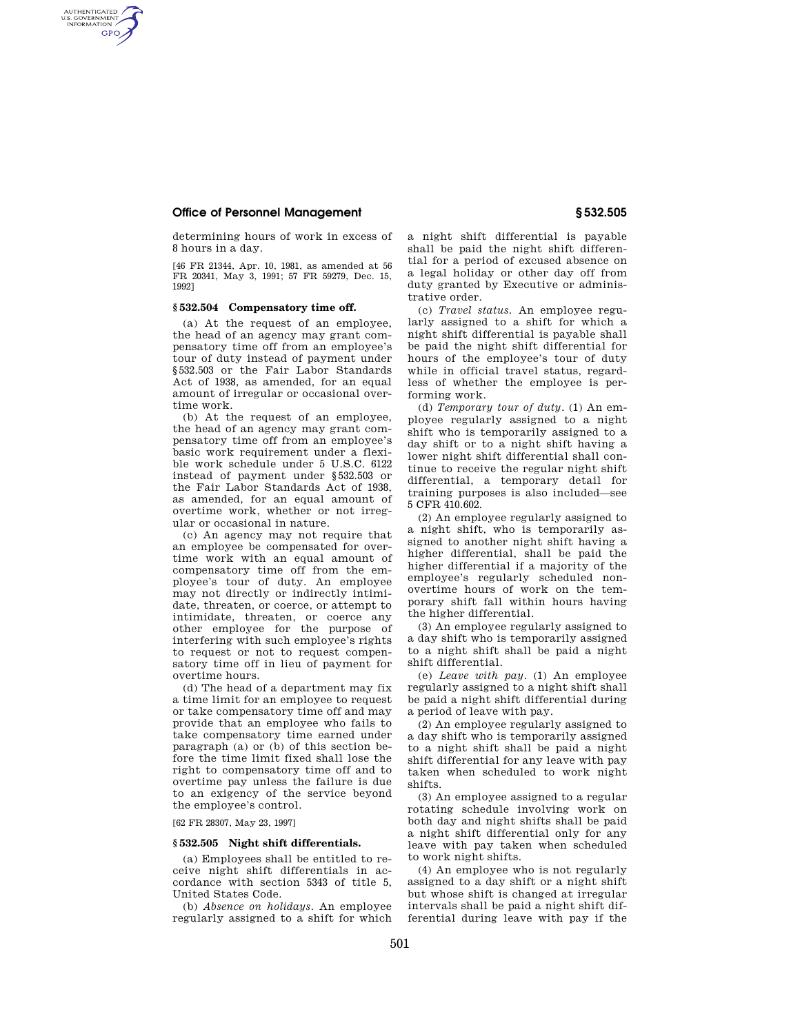determining hours of work in excess of 8 hours in a day.

[46 FR 21344, Apr. 10, 1981, as amended at 56 FR 20341, May 3, 1991; 57 FR 59279, Dec. 15, 1992]

## § 532.504 Compensatory time off.

(a) At the request of an employee, the head of an agency may grant compensatory time off from an employee's tour of duty instead of payment under §532.503 or the Fair Labor Standards Act of 1938, as amended, for an equal amount of irregular or occasional overtime work.

(b) At the request of an employee, the head of an agency may grant compensatory time off from an employee's basic work requirement under a flexible work schedule under 5 U.S.C. 6122 instead of payment under §532.503 or the Fair Labor Standards Act of 1938, as amended, for an equal amount of overtime work, whether or not irregular or occasional in nature.

(c) An agency may not require that an employee be compensated for overtime work with an equal amount of compensatory time off from the employee's tour of duty. An employee may not directly or indirectly intimidate, threaten, or coerce, or attempt to intimidate, threaten, or coerce any other employee for the purpose of interfering with such employee's rights to request or not to request compensatory time off in lieu of payment for overtime hours.

(d) The head of a department may fix a time limit for an employee to request or take compensatory time off and may provide that an employee who fails to take compensatory time earned under paragraph (a) or (b) of this section before the time limit fixed shall lose the right to compensatory time off and to overtime pay unless the failure is due to an exigency of the service beyond the employee's control.

[62 FR 28307, May 23, 1997]

## § 532.505 Night shift differentials.

(a) Employees shall be entitled to receive night shift differentials in accordance with section 5343 of title 5, United States Code.

(b) *Absence on holidays.* An employee regularly assigned to a shift for which a night shift differential is payable shall be paid the night shift differential for a period of excused absence on a legal holiday or other day off from duty granted by Executive or administrative order.

(c) *Travel status.* An employee regularly assigned to a shift for which a night shift differential is payable shall be paid the night shift differential for hours of the employee's tour of duty while in official travel status, regardless of whether the employee is performing work.

(d) *Temporary tour of duty.* (1) An employee regularly assigned to a night shift who is temporarily assigned to a day shift or to a night shift having a lower night shift differential shall continue to receive the regular night shift differential, a temporary detail for training purposes is also included—see 5 CFR 410.602.

(2) An employee regularly assigned to a night shift, who is temporarily assigned to another night shift having a higher differential, shall be paid the higher differential if a majority of the employee's regularly scheduled nonovertime hours of work on the temporary shift fall within hours having the higher differential.

(3) An employee regularly assigned to a day shift who is temporarily assigned to a night shift shall be paid a night shift differential.

(e) *Leave with pay.* (1) An employee regularly assigned to a night shift shall be paid a night shift differential during a period of leave with pay.

(2) An employee regularly assigned to a day shift who is temporarily assigned to a night shift shall be paid a night shift differential for any leave with pay taken when scheduled to work night shifts.

(3) An employee assigned to a regular rotating schedule involving work on both day and night shifts shall be paid a night shift differential only for any leave with pay taken when scheduled to work night shifts.

(4) An employee who is not regularly assigned to a day shift or a night shift but whose shift is changed at irregular intervals shall be paid a night shift differential during leave with pay if the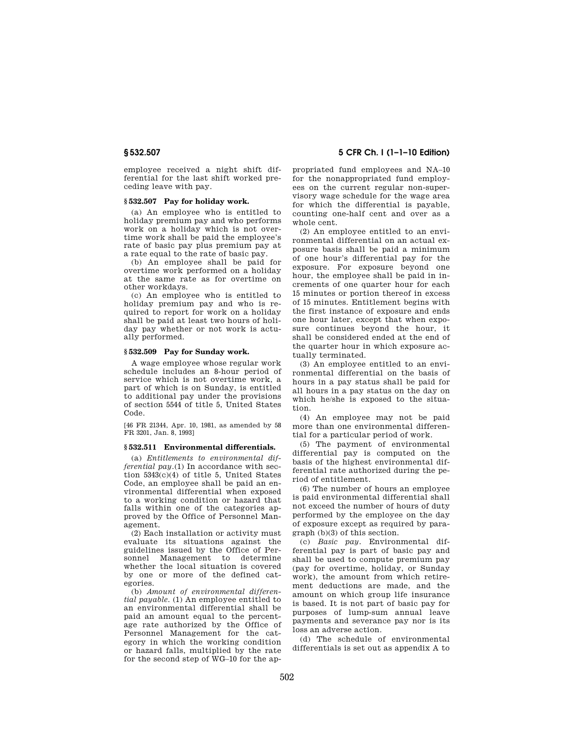employee received a night shift differential for the last shift worked preceding leave with pay.

### § 532.507 Pay for holiday work.

(a) An employee who is entitled to holiday premium pay and who performs work on a holiday which is not overtime work shall be paid the employee's rate of basic pay plus premium pay at a rate equal to the rate of basic pay.

(b) An employee shall be paid for overtime work performed on a holiday at the same rate as for overtime on other workdays.

(c) An employee who is entitled to holiday premium pay and who is required to report for work on a holiday shall be paid at least two hours of holiday pay whether or not work is actually performed.

### § 532.509 Pay for Sunday work.

A wage employee whose regular work schedule includes an 8-hour period of service which is not overtime work, a part of which is on Sunday, is entitled to additional pay under the provisions of section 5544 of title 5, United States Code.

[46 FR 21344, Apr. 10, 1981, as amended by 58 FR 3201, Jan. 8, 1993]

### § 532.511 Environmental differentials.

(a) *Entitlements to environmental differential pay*.(1) In accordance with section 5343(c)(4) of title 5, United States Code, an employee shall be paid an environmental differential when exposed to a working condition or hazard that falls within one of the categories approved by the Office of Personnel Management.

(2) Each installation or activity must evaluate its situations against the guidelines issued by the Office of Personnel Management to determine whether the local situation is covered by one or more of the defined categories.

(b) *Amount of environmental differential payable*. (1) An employee entitled to an environmental differential shall be paid an amount equal to the percentage rate authorized by the Office of Personnel Management for the category in which the working condition or hazard falls, multiplied by the rate for the second step of WG–10 for the appropriated fund employees and NA–10 for the nonappropriated fund employees on the current regular non-supervisory wage schedule for the wage area for which the differential is payable, counting one-half cent and over as a whole cent.

(2) An employee entitled to an environmental differential on an actual exposure basis shall be paid a minimum of one hour's differential pay for the exposure. For exposure beyond one hour, the employee shall be paid in increments of one quarter hour for each 15 minutes or portion thereof in excess of 15 minutes. Entitlement begins with the first instance of exposure and ends one hour later, except that when exposure continues beyond the hour, it shall be considered ended at the end of the quarter hour in which exposure actually terminated.

(3) An employee entitled to an environmental differential on the basis of hours in a pay status shall be paid for all hours in a pay status on the day on which he/she is exposed to the situation.

(4) An employee may not be paid more than one environmental differential for a particular period of work.

(5) The payment of environmental differential pay is computed on the basis of the highest environmental differential rate authorized during the period of entitlement.

(6) The number of hours an employee is paid environmental differential shall not exceed the number of hours of duty performed by the employee on the day of exposure except as required by paragraph (b)(3) of this section.

(c) *Basic pay*. Environmental differential pay is part of basic pay and shall be used to compute premium pay (pay for overtime, holiday, or Sunday work), the amount from which retirement deductions are made, and the amount on which group life insurance is based. It is not part of basic pay for purposes of lump-sum annual leave payments and severance pay nor is its loss an adverse action.

(d) The schedule of environmental differentials is set out as appendix A to